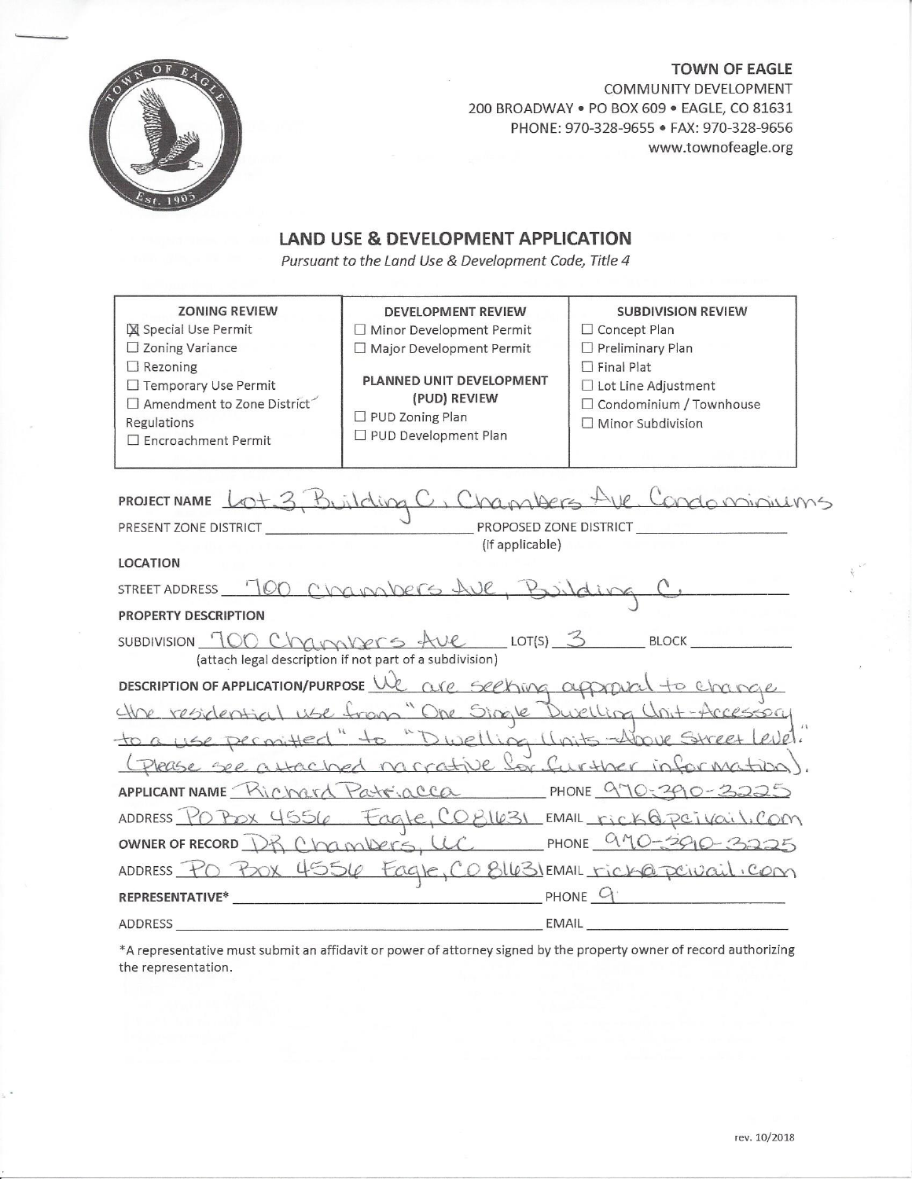**TOWN OF EAGLE**
COMMUNITY DEVELOPMENT
200 BROADWAY • PO BOX 609 • EAGLE, CO 81631
PHONE: 970-328-9655 • FAX: 970-328-9656
www.townofeagle.org

## LAND USE & DEVELOPMENT APPLICATION

*Pursuant to the Land Use & Development Code, Title 4*

| ZONING REVIEW | DEVELOPMENT REVIEW | SUBDIVISION REVIEW |
|---|---|---|
| ☒ Special Use Permit<br>☐ Zoning Variance<br>☐ Rezoning<br>☐ Temporary Use Permit<br>☐ Amendment to Zone District Regulations<br>☐ Encroachment Permit | ☐ Minor Development Permit<br>☐ Major Development Permit<br><br>**PLANNED UNIT DEVELOPMENT (PUD) REVIEW**<br>☐ PUD Zoning Plan<br>☐ PUD Development Plan | ☐ Concept Plan<br>☐ Preliminary Plan<br>☐ Final Plat<br>☐ Lot Line Adjustment<br>☐ Condominium / Townhouse<br>☐ Minor Subdivision |

**PROJECT NAME** Lot 3, Building C, Chambers Ave. Condominiums

**PRESENT ZONE DISTRICT** ______________ **PROPOSED ZONE DISTRICT** ______________ (if applicable)

**LOCATION**

STREET ADDRESS 700 Chambers Ave, Building C

**PROPERTY DESCRIPTION**

SUBDIVISION 700 Chambers Ave LOT(S) 3 BLOCK ______________
(attach legal description if not part of a subdivision)

**DESCRIPTION OF APPLICATION/PURPOSE** We are seeking approval to change the residential use from "One Single Dwelling Unit - Accessory to a use permitted" to "Dwelling Units - Above Street Level." (Please see attached narrative for further information).

**APPLICANT NAME** Richard Patriacca PHONE 970-390-3225

ADDRESS PO Box 4556 Eagle, CO 81631 EMAIL rick@pcivail.com

**OWNER OF RECORD** DR Chambers, LLC PHONE 970-390-3225

ADDRESS PO Box 4556 Eagle, CO 81631 EMAIL rick@pcivail.com

**REPRESENTATIVE*** ______________ PHONE 9

ADDRESS ______________ EMAIL ______________

*A representative must submit an affidavit or power of attorney signed by the property owner of record authorizing the representation.

rev. 10/2018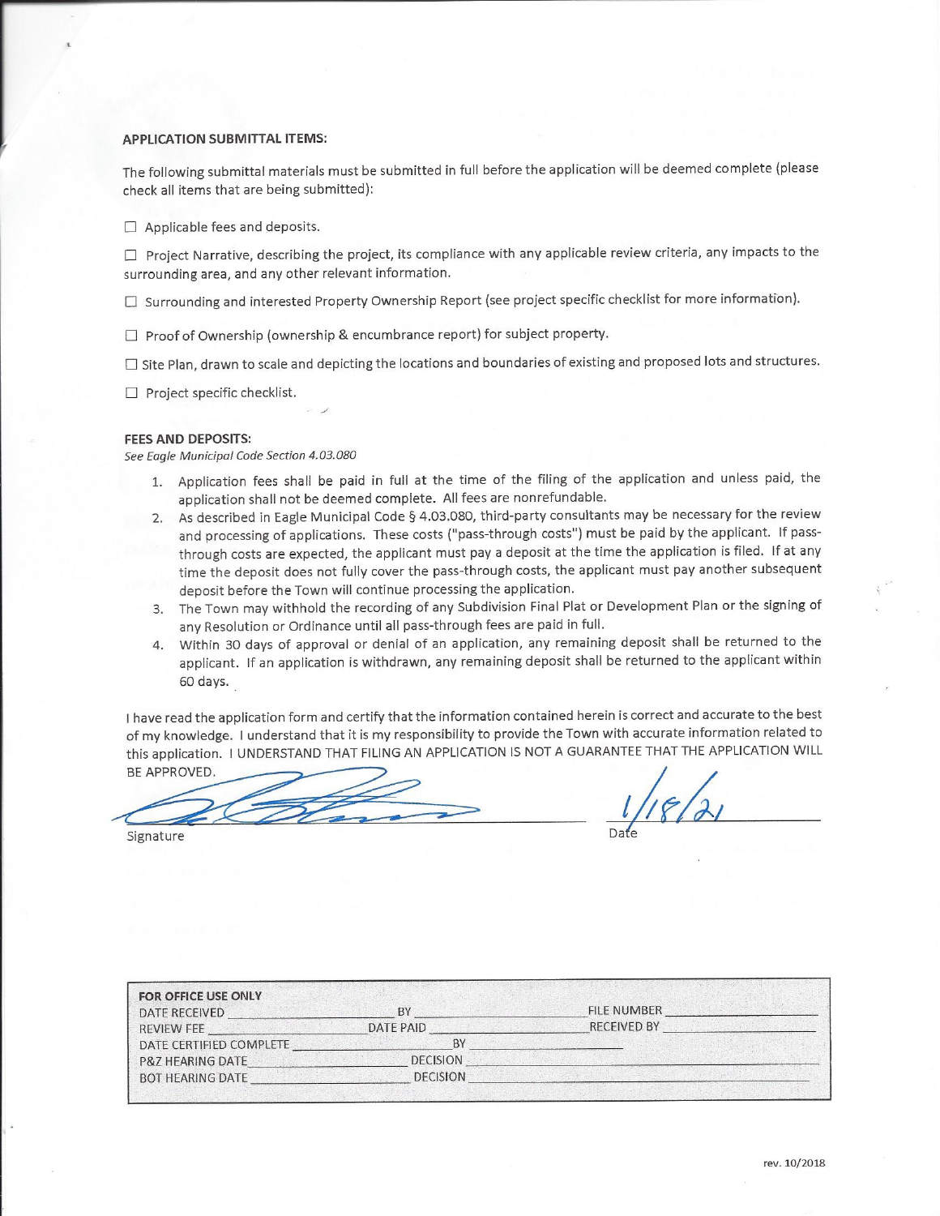**APPLICATION SUBMITTAL ITEMS:**

The following submittal materials must be submitted in full before the application will be deemed complete (please check all items that are being submitted):

☐ Applicable fees and deposits.

☐ Project Narrative, describing the project, its compliance with any applicable review criteria, any impacts to the surrounding area, and any other relevant information.

☐ Surrounding and interested Property Ownership Report (see project specific checklist for more information).

☐ Proof of Ownership (ownership & encumbrance report) for subject property.

☐ Site Plan, drawn to scale and depicting the locations and boundaries of existing and proposed lots and structures.

☐ Project specific checklist.

**FEES AND DEPOSITS:**

*See Eagle Municipal Code Section 4.03.080*

1. Application fees shall be paid in full at the time of the filing of the application and unless paid, the application shall not be deemed complete. All fees are nonrefundable.
2. As described in Eagle Municipal Code § 4.03.080, third-party consultants may be necessary for the review and processing of applications. These costs ("pass-through costs") must be paid by the applicant. If pass-through costs are expected, the applicant must pay a deposit at the time the application is filed. If at any time the deposit does not fully cover the pass-through costs, the applicant must pay another subsequent deposit before the Town will continue processing the application.
3. The Town may withhold the recording of any Subdivision Final Plat or Development Plan or the signing of any Resolution or Ordinance until all pass-through fees are paid in full.
4. Within 30 days of approval or denial of an application, any remaining deposit shall be returned to the applicant. If an application is withdrawn, any remaining deposit shall be returned to the applicant within 60 days.

I have read the application form and certify that the information contained herein is correct and accurate to the best of my knowledge. I understand that it is my responsibility to provide the Town with accurate information related to this application. I UNDERSTAND THAT FILING AN APPLICATION IS NOT A GUARANTEE THAT THE APPLICATION WILL BE APPROVED.

[Signature] 1/18/21

Signature Date

**FOR OFFICE USE ONLY**

DATE RECEIVED ________ BY ________ FILE NUMBER ________

REVIEW FEE ________ DATE PAID ________ RECEIVED BY ________

DATE CERTIFIED COMPLETE ________ BY ________

P&Z HEARING DATE ________ DECISION ________

BOT HEARING DATE ________ DECISION ________

rev. 10/2018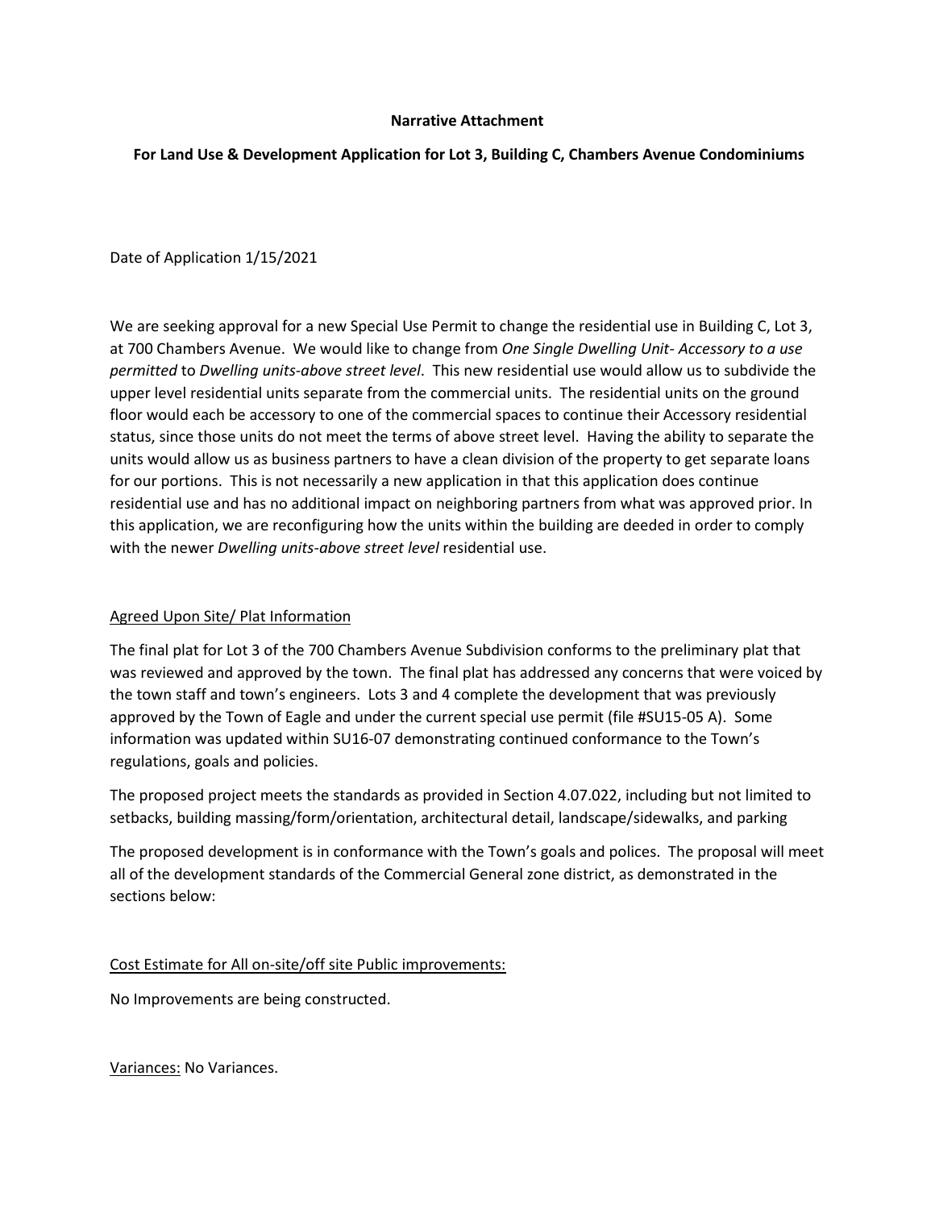**Narrative Attachment**

**For Land Use & Development Application for Lot 3, Building C, Chambers Avenue Condominiums**

Date of Application 1/15/2021

We are seeking approval for a new Special Use Permit to change the residential use in Building C, Lot 3, at 700 Chambers Avenue. We would like to change from *One Single Dwelling Unit- Accessory to a use permitted* to *Dwelling units-above street level*. This new residential use would allow us to subdivide the upper level residential units separate from the commercial units. The residential units on the ground floor would each be accessory to one of the commercial spaces to continue their Accessory residential status, since those units do not meet the terms of above street level. Having the ability to separate the units would allow us as business partners to have a clean division of the property to get separate loans for our portions. This is not necessarily a new application in that this application does continue residential use and has no additional impact on neighboring partners from what was approved prior. In this application, we are reconfiguring how the units within the building are deeded in order to comply with the newer *Dwelling units-above street level* residential use.

<u>Agreed Upon Site/ Plat Information</u>

The final plat for Lot 3 of the 700 Chambers Avenue Subdivision conforms to the preliminary plat that was reviewed and approved by the town. The final plat has addressed any concerns that were voiced by the town staff and town's engineers. Lots 3 and 4 complete the development that was previously approved by the Town of Eagle and under the current special use permit (file #SU15-05 A). Some information was updated within SU16-07 demonstrating continued conformance to the Town's regulations, goals and policies.

The proposed project meets the standards as provided in Section 4.07.022, including but not limited to setbacks, building massing/form/orientation, architectural detail, landscape/sidewalks, and parking

The proposed development is in conformance with the Town's goals and polices. The proposal will meet all of the development standards of the Commercial General zone district, as demonstrated in the sections below:

<u>Cost Estimate for All on-site/off site Public improvements:</u>

No Improvements are being constructed.

<u>Variances:</u> No Variances.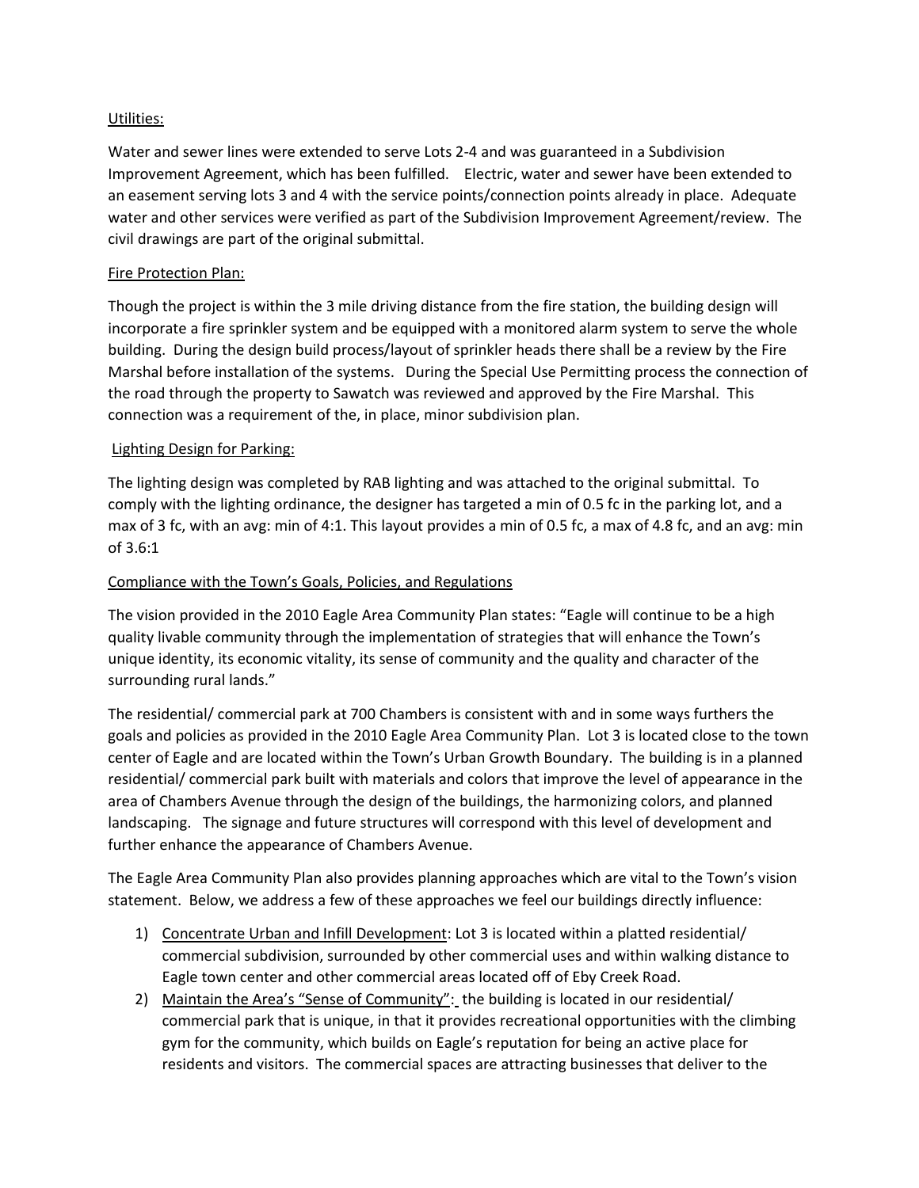Utilities:

Water and sewer lines were extended to serve Lots 2-4 and was guaranteed in a Subdivision Improvement Agreement, which has been fulfilled. Electric, water and sewer have been extended to an easement serving lots 3 and 4 with the service points/connection points already in place. Adequate water and other services were verified as part of the Subdivision Improvement Agreement/review. The civil drawings are part of the original submittal.

Fire Protection Plan:

Though the project is within the 3 mile driving distance from the fire station, the building design will incorporate a fire sprinkler system and be equipped with a monitored alarm system to serve the whole building. During the design build process/layout of sprinkler heads there shall be a review by the Fire Marshal before installation of the systems. During the Special Use Permitting process the connection of the road through the property to Sawatch was reviewed and approved by the Fire Marshal. This connection was a requirement of the, in place, minor subdivision plan.

Lighting Design for Parking:

The lighting design was completed by RAB lighting and was attached to the original submittal. To comply with the lighting ordinance, the designer has targeted a min of 0.5 fc in the parking lot, and a max of 3 fc, with an avg: min of 4:1. This layout provides a min of 0.5 fc, a max of 4.8 fc, and an avg: min of 3.6:1

Compliance with the Town's Goals, Policies, and Regulations

The vision provided in the 2010 Eagle Area Community Plan states: "Eagle will continue to be a high quality livable community through the implementation of strategies that will enhance the Town's unique identity, its economic vitality, its sense of community and the quality and character of the surrounding rural lands."

The residential/ commercial park at 700 Chambers is consistent with and in some ways furthers the goals and policies as provided in the 2010 Eagle Area Community Plan. Lot 3 is located close to the town center of Eagle and are located within the Town's Urban Growth Boundary. The building is in a planned residential/ commercial park built with materials and colors that improve the level of appearance in the area of Chambers Avenue through the design of the buildings, the harmonizing colors, and planned landscaping. The signage and future structures will correspond with this level of development and further enhance the appearance of Chambers Avenue.

The Eagle Area Community Plan also provides planning approaches which are vital to the Town's vision statement. Below, we address a few of these approaches we feel our buildings directly influence:

1) Concentrate Urban and Infill Development: Lot 3 is located within a platted residential/ commercial subdivision, surrounded by other commercial uses and within walking distance to Eagle town center and other commercial areas located off of Eby Creek Road.
2) Maintain the Area's "Sense of Community": the building is located in our residential/ commercial park that is unique, in that it provides recreational opportunities with the climbing gym for the community, which builds on Eagle's reputation for being an active place for residents and visitors. The commercial spaces are attracting businesses that deliver to the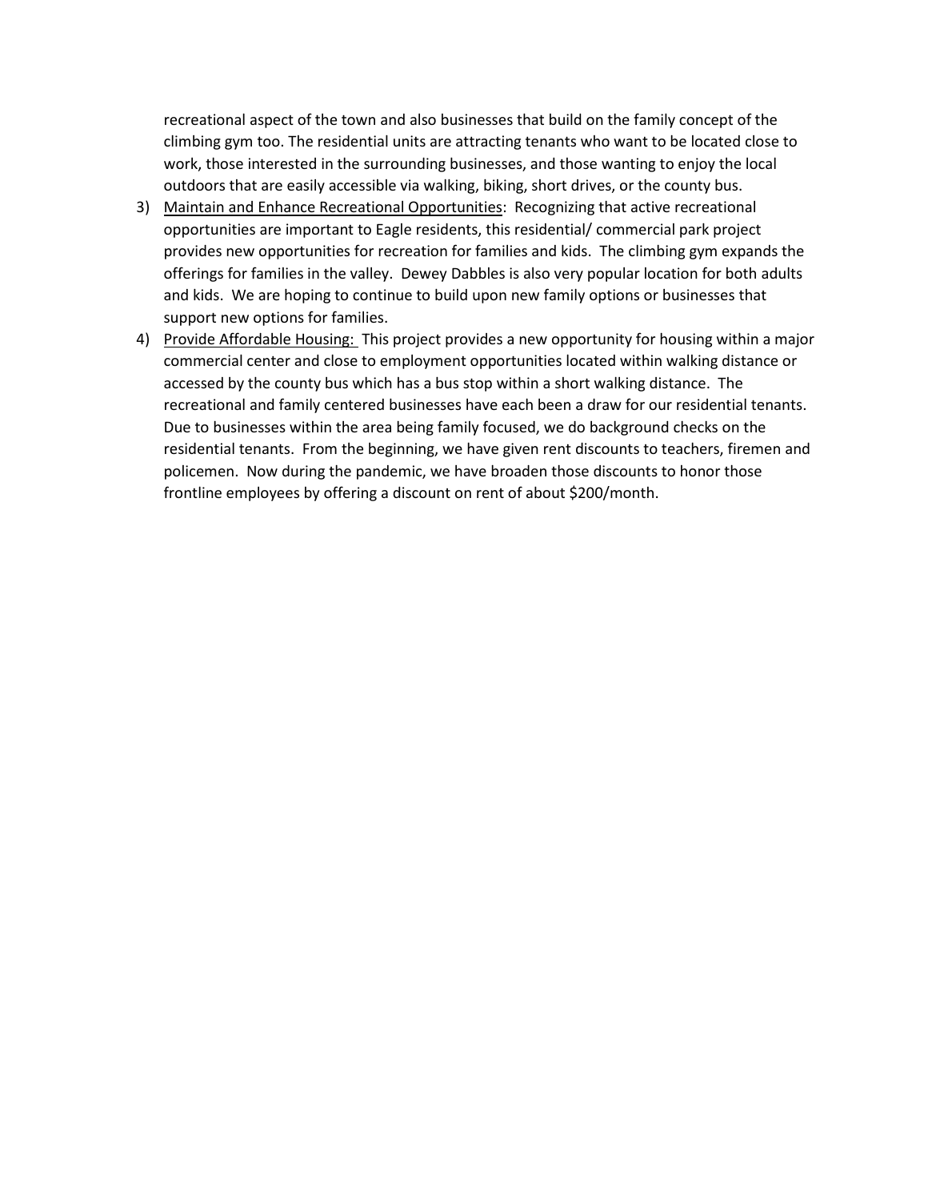recreational aspect of the town and also businesses that build on the family concept of the climbing gym too. The residential units are attracting tenants who want to be located close to work, those interested in the surrounding businesses, and those wanting to enjoy the local outdoors that are easily accessible via walking, biking, short drives, or the county bus.

3) Maintain and Enhance Recreational Opportunities: Recognizing that active recreational opportunities are important to Eagle residents, this residential/ commercial park project provides new opportunities for recreation for families and kids. The climbing gym expands the offerings for families in the valley. Dewey Dabbles is also very popular location for both adults and kids. We are hoping to continue to build upon new family options or businesses that support new options for families.
4) Provide Affordable Housing: This project provides a new opportunity for housing within a major commercial center and close to employment opportunities located within walking distance or accessed by the county bus which has a bus stop within a short walking distance. The recreational and family centered businesses have each been a draw for our residential tenants. Due to businesses within the area being family focused, we do background checks on the residential tenants. From the beginning, we have given rent discounts to teachers, firemen and policemen. Now during the pandemic, we have broaden those discounts to honor those frontline employees by offering a discount on rent of about $200/month.